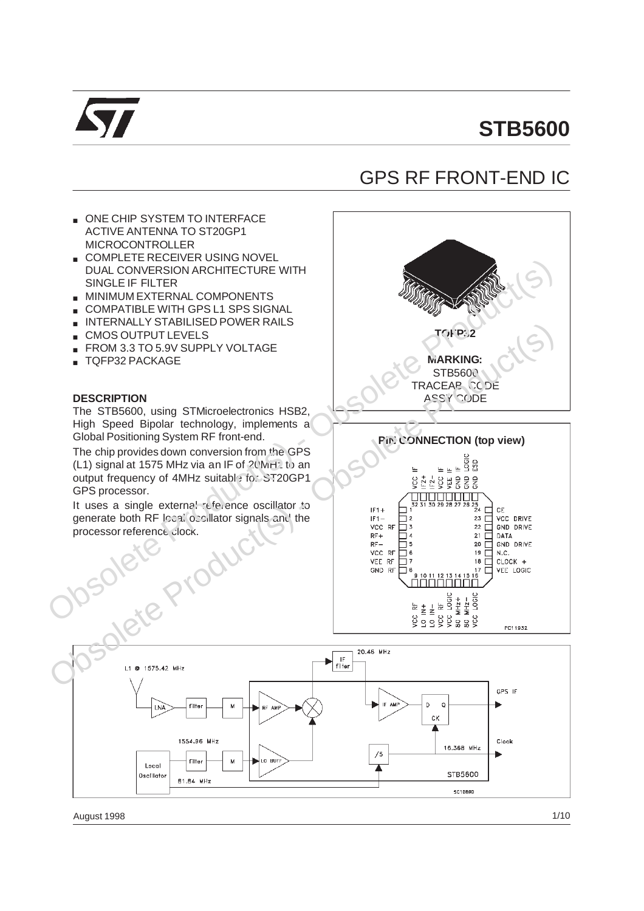# STB5600

## GPS RF FRONT-END IC

- ONE CHIP SYSTEM TO INTERFACE ACTIVE ANTENNA TO ST20GP1 MICROCONTROLLER
- COMPLETE RECEIVER USING NOVEL DUAL CONVERSION ARCHITECTURE WITH SINGLE IF FILTER
- MINIMUM EXTERNAL COMPONENTS
- COMPATIBLE WITH GPS L1 SPS SIGNAL
- INTERNALLY STABILISED POWER RAILS
- CMOS OUTPUT LEVELS
- FROM 3.3 TO 5.9V SUPPLY VOLTAGE
- TQFP32 PACKAGE

TQFP32

**MARKING:**
STB5600
TRACEABLE CODE
ASSY CODE

### DESCRIPTION

The STB5600, using STMicroelectronics HSB2, High Speed Bipolar technology, implements a Global Positioning System RF front-end.

The chip provides down conversion from the GPS (L1) signal at 1575 MHz via an IF of 20MHz to an output frequency of 4MHz suitable for ST20GP1 GPS processor.

It uses a single external reference oscillator to generate both RF local oscillator signals and the processor reference clock.

**PIN CONNECTION (top view)**

| Pin | Name | Pin | Name |
|---|---|---|---|
| 1 | IF1+ | 17 | VEE LOGIC |
| 2 | IF1− | 18 | CLOCK + |
| 3 | VCC RF | 19 | N.C. |
| 4 | RF+ | 20 | GND DRIVE |
| 5 | RF− | 21 | DATA |
| 6 | VCC RF | 22 | GND DRIVE |
| 7 | VEE RF | 23 | VCC DRIVE |
| 8 | GND RF | 24 | OE |
| 9 | VCC RF | 25 | GND ESD |
| 10 | LO IN+ | 26 | GND LOGIC |
| 11 | LO IN− | 27 | GND IF |
| 12 | VCC RF | 28 | VEE IF |
| 13 | VCC LOGIC | 29 | VCC IF |
| 14 | 80 MHz+ | 30 | IF2− |
| 15 | 80 MHz− | 31 | IF2+ |
| 16 | VCC LOGIC | 32 | VCC IF |

PC11932

Block diagram labels: L1 @ 1575.42 MHz; LNA; filter; M; RF AMP; IF filter; 20.46 MHz; IF AMP; D Q CK; GPS IF; Local Oscillator; 1554.96 MHz; 81.84 MHz; LO BUFF; /5; 16.368 MHz; Clock; STB5600

SC10890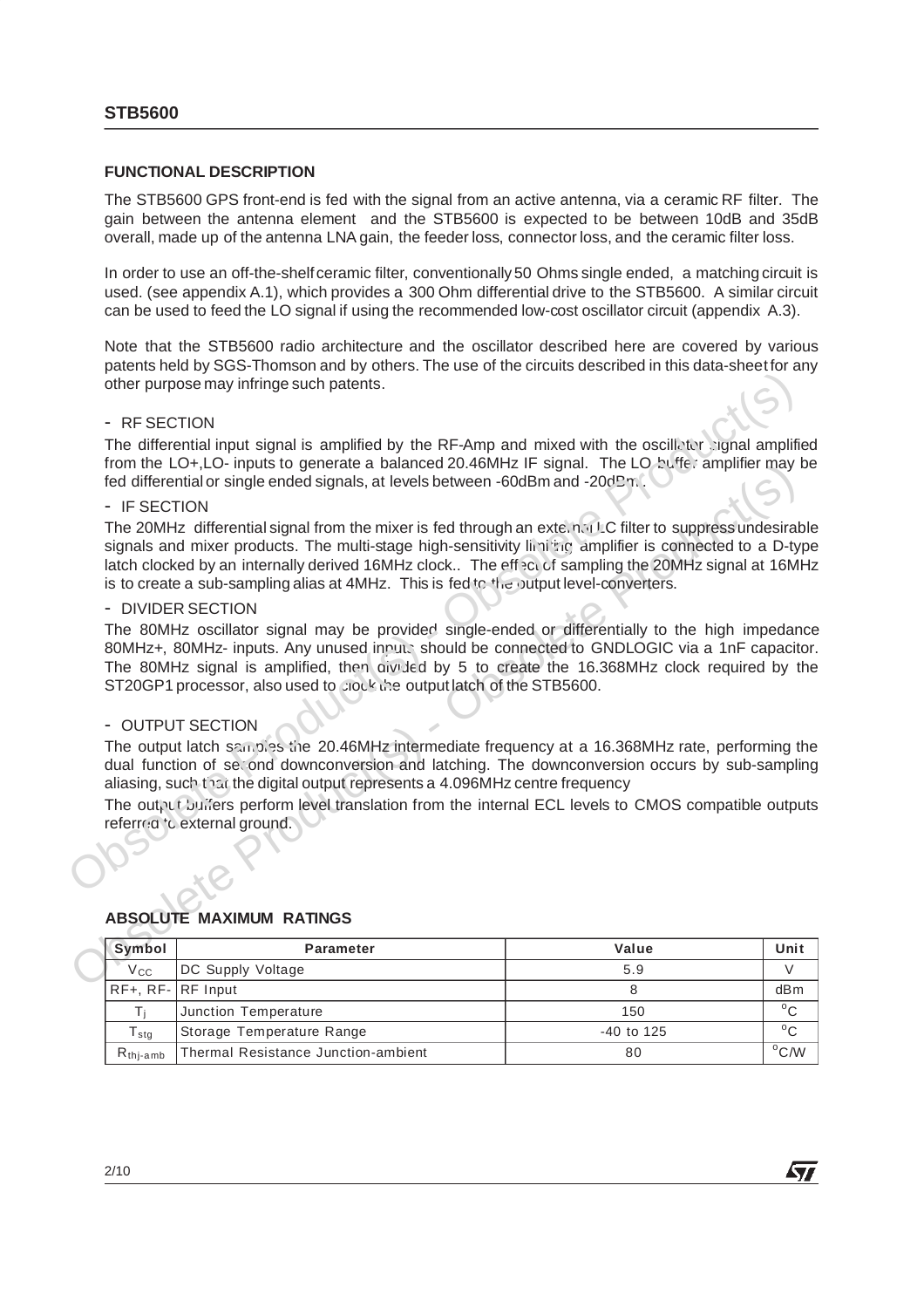## FUNCTIONAL DESCRIPTION

The STB5600 GPS front-end is fed with the signal from an active antenna, via a ceramic RF filter. The gain between the antenna element and the STB5600 is expected to be between 10dB and 35dB overall, made up of the antenna LNA gain, the feeder loss, connector loss, and the ceramic filter loss.

In order to use an off-the-shelf ceramic filter, conventionally 50 Ohms single ended, a matching circuit is used. (see appendix A.1), which provides a 300 Ohm differential drive to the STB5600. A similar circuit can be used to feed the LO signal if using the recommended low-cost oscillator circuit (appendix A.3).

Note that the STB5600 radio architecture and the oscillator described here are covered by various patents held by SGS-Thomson and by others. The use of the circuits described in this data-sheet for any other purpose may infringe such patents.

### - RF SECTION

The differential input signal is amplified by the RF-Amp and mixed with the oscillator signal amplified from the LO+,LO- inputs to generate a balanced 20.46MHz IF signal. The LO buffer amplifier may be fed differential or single ended signals, at levels between -60dBm and -20dBm.

### - IF SECTION

The 20MHz differential signal from the mixer is fed through an external LC filter to suppress undesirable signals and mixer products. The multi-stage high-sensitivity limiting amplifier is connected to a D-type latch clocked by an internally derived 16MHz clock.. The effect of sampling the 20MHz signal at 16MHz is to create a sub-sampling alias at 4MHz. This is fed to the output level-converters.

### - DIVIDER SECTION

The 80MHz oscillator signal may be provided single-ended or differentially to the high impedance 80MHz+, 80MHz- inputs. Any unused inputs should be connected to GNDLOGIC via a 1nF capacitor. The 80MHz signal is amplified, then divided by 5 to create the 16.368MHz clock required by the ST20GP1 processor, also used to clock the output latch of the STB5600.

### - OUTPUT SECTION

The output latch samples the 20.46MHz intermediate frequency at a 16.368MHz rate, performing the dual function of second downconversion and latching. The downconversion occurs by sub-sampling aliasing, such that the digital output represents a 4.096MHz centre frequency

The output buffers perform level translation from the internal ECL levels to CMOS compatible outputs referred to external ground.

## ABSOLUTE MAXIMUM RATINGS

| Symbol | Parameter | Value | Unit |
|---|---|---|---|
| $V_{CC}$ | DC Supply Voltage | 5.9 | V |
| RF+, RF- | RF Input | 8 | dBm |
| $T_j$ | Junction Temperature | 150 | $^oC$ |
| $T_{stg}$ | Storage Temperature Range | -40 to 125 | $^oC$ |
| $R_{thj-amb}$ | Thermal Resistance Junction-ambient | 80 | $^oC/W$ |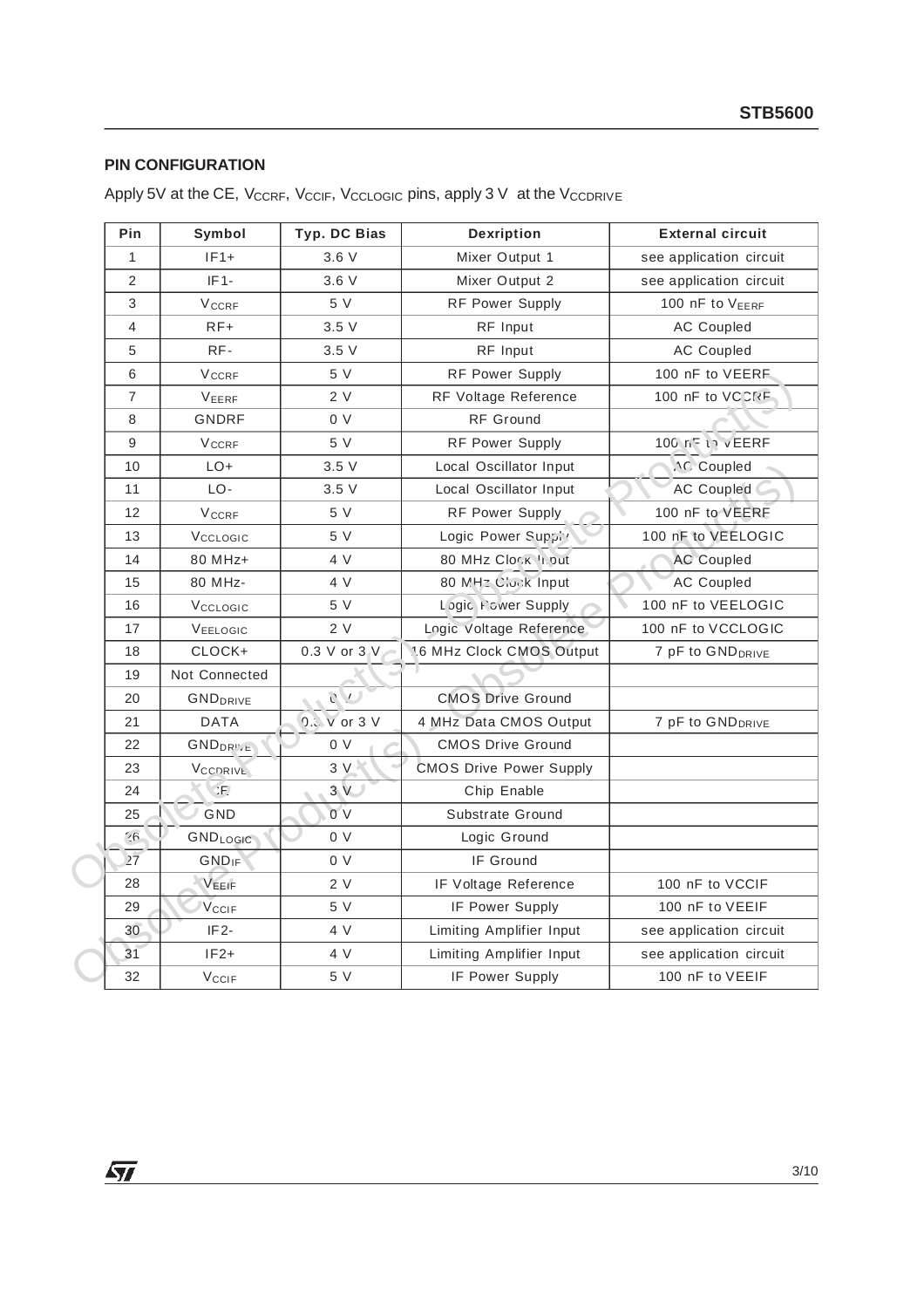## PIN CONFIGURATION

Apply 5V at the CE, $V_{CCRF}$, $V_{CCIF}$, $V_{CCLOGIC}$ pins, apply 3 V at the $V_{CCDRIVE}$

| Pin | Symbol | Typ. DC Bias | Dexription | External circuit |
|---|---|---|---|---|
| 1 | IF1+ | 3.6 V | Mixer Output 1 | see application circuit |
| 2 | IF1- | 3.6 V | Mixer Output 2 | see application circuit |
| 3 | $V_{CCRF}$ | 5 V | RF Power Supply | 100 nF to $V_{EERF}$ |
| 4 | RF+ | 3.5 V | RF Input | AC Coupled |
| 5 | RF- | 3.5 V | RF Input | AC Coupled |
| 6 | $V_{CCRF}$ | 5 V | RF Power Supply | 100 nF to VEERF |
| 7 | $V_{EERF}$ | 2 V | RF Voltage Reference | 100 nF to VCCRF |
| 8 | GNDRF | 0 V | RF Ground | |
| 9 | $V_{CCRF}$ | 5 V | RF Power Supply | 100 nF to VEERF |
| 10 | LO+ | 3.5 V | Local Oscillator Input | AC Coupled |
| 11 | LO- | 3.5 V | Local Oscillator Input | AC Coupled |
| 12 | $V_{CCRF}$ | 5 V | RF Power Supply | 100 nF to VEERF |
| 13 | $V_{CCLOGIC}$ | 5 V | Logic Power Supply | 100 nF to VEELOGIC |
| 14 | 80 MHz+ | 4 V | 80 MHz Clock Input | AC Coupled |
| 15 | 80 MHz- | 4 V | 80 MHz Clock Input | AC Coupled |
| 16 | $V_{CCLOGIC}$ | 5 V | Logic Power Supply | 100 nF to VEELOGIC |
| 17 | $V_{EELOGIC}$ | 2 V | Logic Voltage Reference | 100 nF to VCCLOGIC |
| 18 | CLOCK+ | 0.3 V or 3 V | 16 MHz Clock CMOS Output | 7 pF to $GND_{DRIVE}$ |
| 19 | Not Connected | | | |
| 20 | $GND_{DRIVE}$ | 0 V | CMOS Drive Ground | |
| 21 | DATA | 0.3 V or 3 V | 4 MHz Data CMOS Output | 7 pF to $GND_{DRIVE}$ |
| 22 | $GND_{DRIVE}$ | 0 V | CMOS Drive Ground | |
| 23 | $V_{CCDRIVE}$ | 3 V | CMOS Drive Power Supply | |
| 24 | CE | 3 V | Chip Enable | |
| 25 | GND | 0 V | Substrate Ground | |
| 26 | $GND_{LOGIC}$ | 0 V | Logic Ground | |
| 27 | $GND_{IF}$ | 0 V | IF Ground | |
| 28 | $V_{EEIF}$ | 2 V | IF Voltage Reference | 100 nF to VCCIF |
| 29 | $V_{CCIF}$ | 5 V | IF Power Supply | 100 nF to VEEIF |
| 30 | IF2- | 4 V | Limiting Amplifier Input | see application circuit |
| 31 | IF2+ | 4 V | Limiting Amplifier Input | see application circuit |
| 32 | $V_{CCIF}$ | 5 V | IF Power Supply | 100 nF to VEEIF |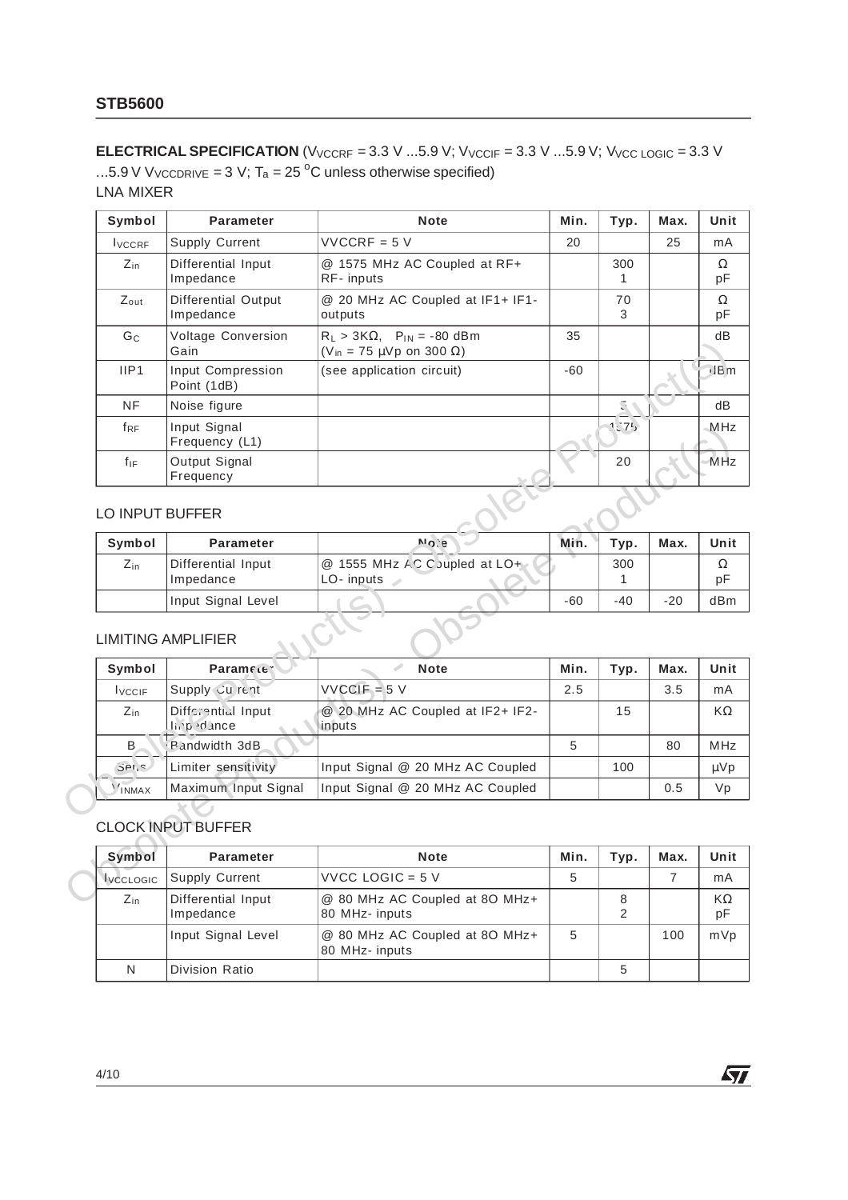**ELECTRICAL SPECIFICATION** ($V_{VCCRF}$ = 3.3 V ...5.9 V; $V_{VCCIF}$ = 3.3 V ...5.9 V; $V_{VCC\ LOGIC}$ = 3.3 V ...5.9 V $V_{VCCDRIVE}$ = 3 V; $T_a$ = 25 °C unless otherwise specified)

LNA MIXER

| Symbol | Parameter | Note | Min. | Typ. | Max. | Unit |
|---|---|---|---|---|---|---|
| $I_{VCCRF}$ | Supply Current | VVCCRF = 5 V | 20 | | 25 | mA |
| $Z_{in}$ | Differential Input Impedance | @ 1575 MHz AC Coupled at RF+ RF- inputs | | 300<br>1 | | Ω<br>pF |
| $Z_{out}$ | Differential Output Impedance | @ 20 MHz AC Coupled at IF1+ IF1- outputs | | 70<br>3 | | Ω<br>pF |
| $G_C$ | Voltage Conversion Gain | $R_L$ > 3KΩ, $P_{IN}$ = -80 dBm ($V_{in}$ = 75 µVp on 300 Ω) | 35 | | | dB |
| IIP1 | Input Compression Point (1dB) | (see application circuit) | -60 | | | dBm |
| NF | Noise figure | | | 5 | | dB |
| $f_{RF}$ | Input Signal Frequency (L1) | | | 1575 | | MHz |
| $f_{IF}$ | Output Signal Frequency | | | 20 | | MHz |

LO INPUT BUFFER

| Symbol | Parameter | Note | Min. | Typ. | Max. | Unit |
|---|---|---|---|---|---|---|
| $Z_{in}$ | Differential Input Impedance | @ 1555 MHz AC Coupled at LO+ LO- inputs | | 300<br>1 | | Ω<br>pF |
| | Input Signal Level | | -60 | -40 | -20 | dBm |

LIMITING AMPLIFIER

| Symbol | Parameter | Note | Min. | Typ. | Max. | Unit |
|---|---|---|---|---|---|---|
| $I_{VCCIF}$ | Supply Current | VVCCIF = 5 V | 2.5 | | 3.5 | mA |
| $Z_{in}$ | Differential Input Impedance | @ 20 MHz AC Coupled at IF2+ IF2- inputs | | 15 | | KΩ |
| B | Bandwidth 3dB | | 5 | | 80 | MHz |
| Sens | Limiter sensitivity | Input Signal @ 20 MHz AC Coupled | | 100 | | µVp |
| $V_{INMAX}$ | Maximum Input Signal | Input Signal @ 20 MHz AC Coupled | | | 0.5 | Vp |

CLOCK INPUT BUFFER

| Symbol | Parameter | Note | Min. | Typ. | Max. | Unit |
|---|---|---|---|---|---|---|
| $I_{VCCLOGIC}$ | Supply Current | VVCC LOGIC = 5 V | 5 | | 7 | mA |
| $Z_{in}$ | Differential Input Impedance | @ 80 MHz AC Coupled at 8O MHz+ 80 MHz- inputs | | 8<br>2 | | KΩ<br>pF |
| | Input Signal Level | @ 80 MHz AC Coupled at 8O MHz+ 80 MHz- inputs | 5 | | 100 | mVp |
| N | Division Ratio | | | 5 | | |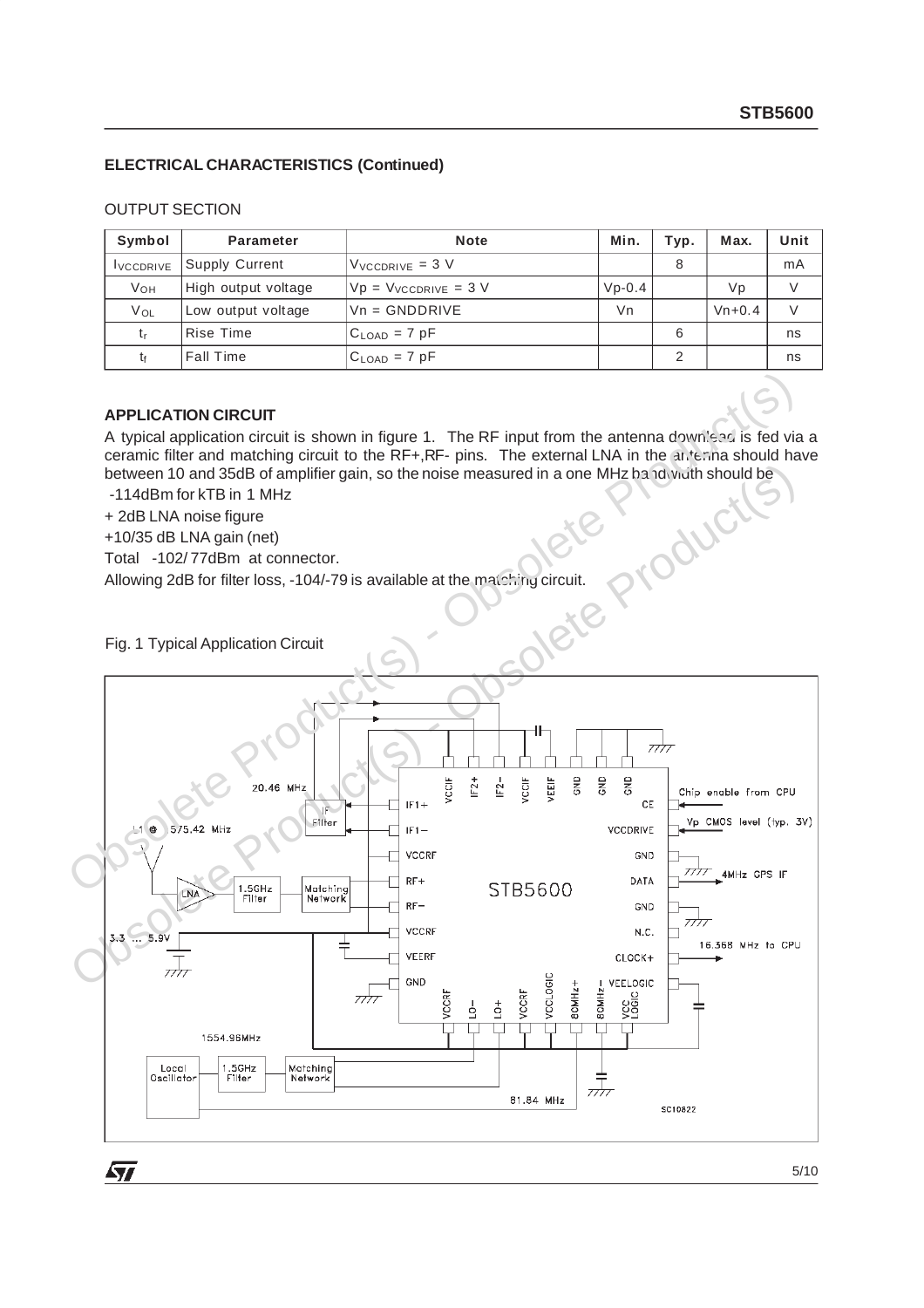## ELECTRICAL CHARACTERISTICS (Continued)

OUTPUT SECTION

| Symbol | Parameter | Note | Min. | Typ. | Max. | Unit |
|---|---|---|---|---|---|---|
| $I_{VCCDRIVE}$ | Supply Current | $V_{VCCDRIVE}$ = 3 V | | 8 | | mA |
| $V_{OH}$ | High output voltage | Vp = $V_{VCCDRIVE}$ = 3 V | Vp-0.4 | | Vp | V |
| $V_{OL}$ | Low output voltage | Vn = GNDDRIVE | Vn | | Vn+0.4 | V |
| $t_r$ | Rise Time | $C_{LOAD}$ = 7 pF | | 6 | | ns |
| $t_f$ | Fall Time | $C_{LOAD}$ = 7 pF | | 2 | | ns |

## APPLICATION CIRCUIT

A typical application circuit is shown in figure 1. The RF input from the antenna downlead is fed via a ceramic filter and matching circuit to the RF+,RF- pins. The external LNA in the antenna should have between 10 and 35dB of amplifier gain, so the noise measured in a one MHz bandwidth should be

-114dBm for kTB in 1 MHz

+ 2dB LNA noise figure

+10/35 dB LNA gain (net)

Total -102/ 77dBm at connector.

Allowing 2dB for filter loss, -104/-79 is available at the matching circuit.

Fig. 1 Typical Application Circuit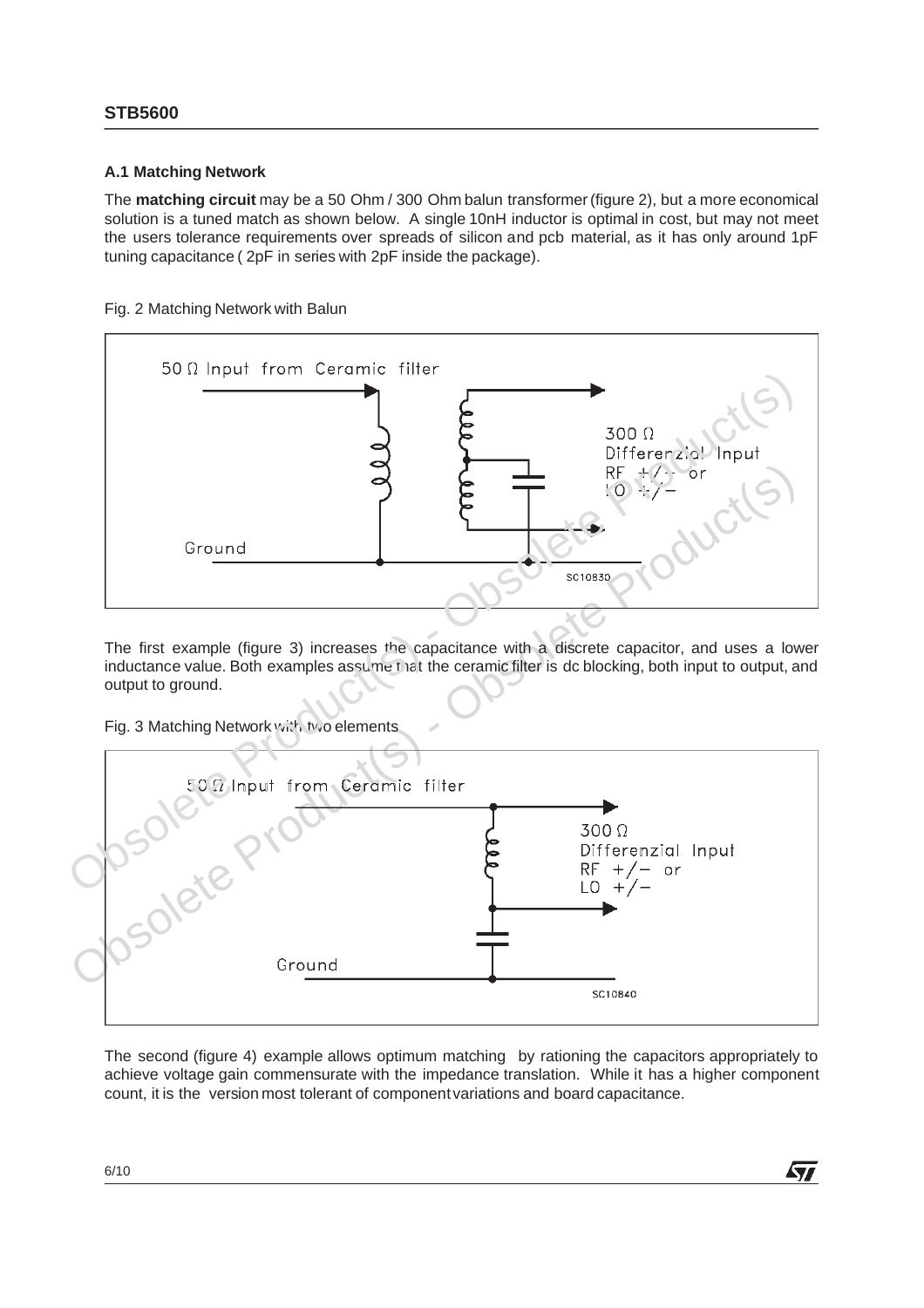### A.1 Matching Network

The **matching circuit** may be a 50 Ohm / 300 Ohm balun transformer (figure 2), but a more economical solution is a tuned match as shown below. A single 10nH inductor is optimal in cost, but may not meet the users tolerance requirements over spreads of silicon and pcb material, as it has only around 1pF tuning capacitance ( 2pF in series with 2pF inside the package).

Fig. 2 Matching Network with Balun

50 Ω Input from Ceramic filter

300 Ω Differenzial Input RF +/− or LO +/−

Ground

SC10830

The first example (figure 3) increases the capacitance with a discrete capacitor, and uses a lower inductance value. Both examples assume that the ceramic filter is dc blocking, both input to output, and output to ground.

Fig. 3 Matching Network with two elements

50 Ω Input from Ceramic filter

300 Ω Differenzial Input RF +/− or LO +/−

Ground

SC10840

The second (figure 4) example allows optimum matching by rationing the capacitors appropriately to achieve voltage gain commensurate with the impedance translation. While it has a higher component count, it is the version most tolerant of component variations and board capacitance.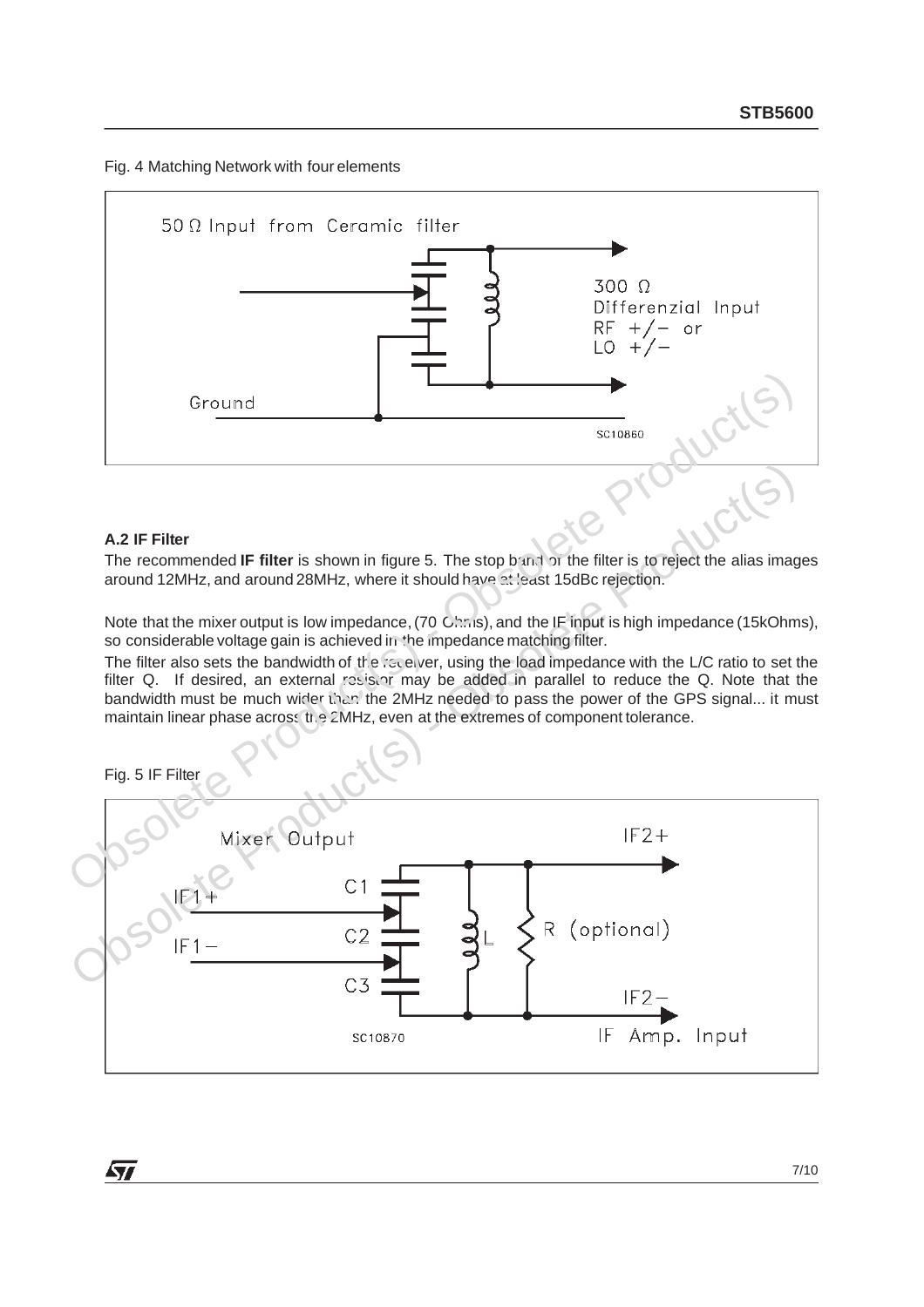Fig. 4 Matching Network with four elements

## A.2 IF Filter

The recommended **IF filter** is shown in figure 5. The stop band of the filter is to reject the alias images around 12MHz, and around 28MHz, where it should have at least 15dBc rejection.

Note that the mixer output is low impedance, (70 Ohms), and the IF input is high impedance (15kOhms), so considerable voltage gain is achieved in the impedance matching filter.

The filter also sets the bandwidth of the receiver, using the load impedance with the L/C ratio to set the filter Q. If desired, an external resistor may be added in parallel to reduce the Q. Note that the bandwidth must be much wider than the 2MHz needed to pass the power of the GPS signal... it must maintain linear phase across the 2MHz, even at the extremes of component tolerance.

Fig. 5 IF Filter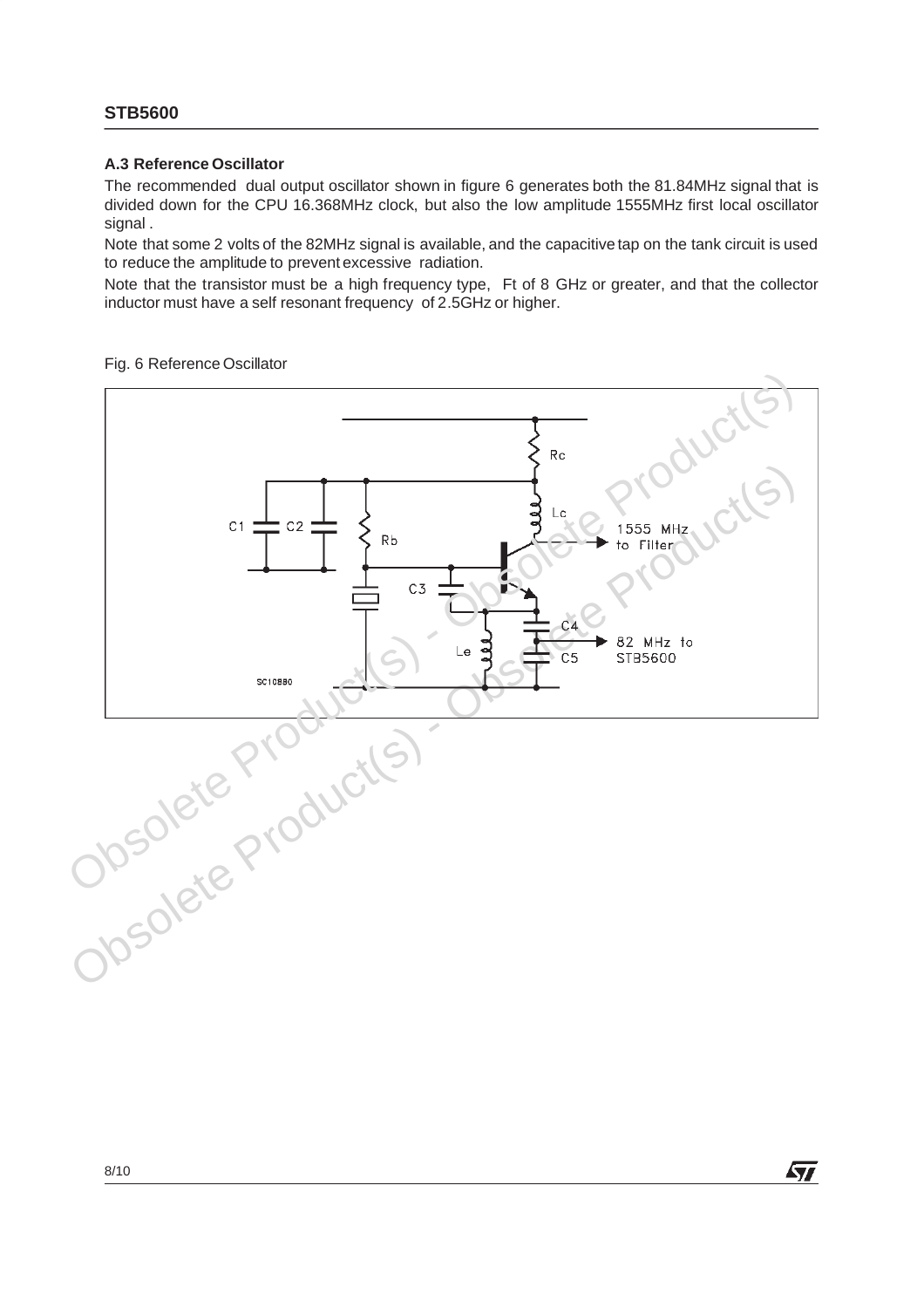### A.3 Reference Oscillator

The recommended dual output oscillator shown in figure 6 generates both the 81.84MHz signal that is divided down for the CPU 16.368MHz clock, but also the low amplitude 1555MHz first local oscillator signal .

Note that some 2 volts of the 82MHz signal is available, and the capacitive tap on the tank circuit is used to reduce the amplitude to prevent excessive radiation.

Note that the transistor must be a high frequency type, Ft of 8 GHz or greater, and that the collector inductor must have a self resonant frequency of 2.5GHz or higher.

Fig. 6 Reference Oscillator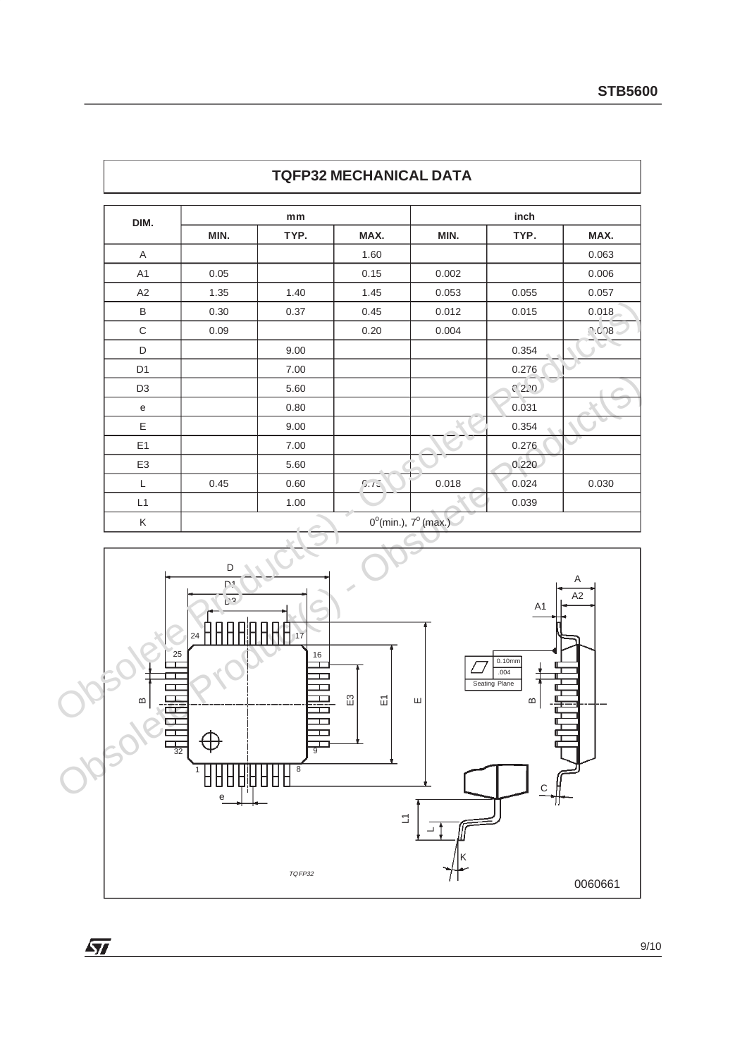## TQFP32 MECHANICAL DATA

| DIM. | mm | | | inch | | |
|---|---|---|---|---|---|---|
| | MIN. | TYP. | MAX. | MIN. | TYP. | MAX. |
| A | | | 1.60 | | | 0.063 |
| A1 | 0.05 | | 0.15 | 0.002 | | 0.006 |
| A2 | 1.35 | 1.40 | 1.45 | 0.053 | 0.055 | 0.057 |
| B | 0.30 | 0.37 | 0.45 | 0.012 | 0.015 | 0.018 |
| C | 0.09 | | 0.20 | 0.004 | | 0.008 |
| D | | 9.00 | | | 0.354 | |
| D1 | | 7.00 | | | 0.276 | |
| D3 | | 5.60 | | | 0.220 | |
| e | | 0.80 | | | 0.031 | |
| E | | 9.00 | | | 0.354 | |
| E1 | | 7.00 | | | 0.276 | |
| E3 | | 5.60 | | | 0.220 | |
| L | 0.45 | 0.60 | 0.75 | 0.018 | 0.024 | 0.030 |
| L1 | | 1.00 | | | 0.039 | |
| K | $0^o$(min.), $7^o$ (max.) | | | | | |

TQFP32

0060661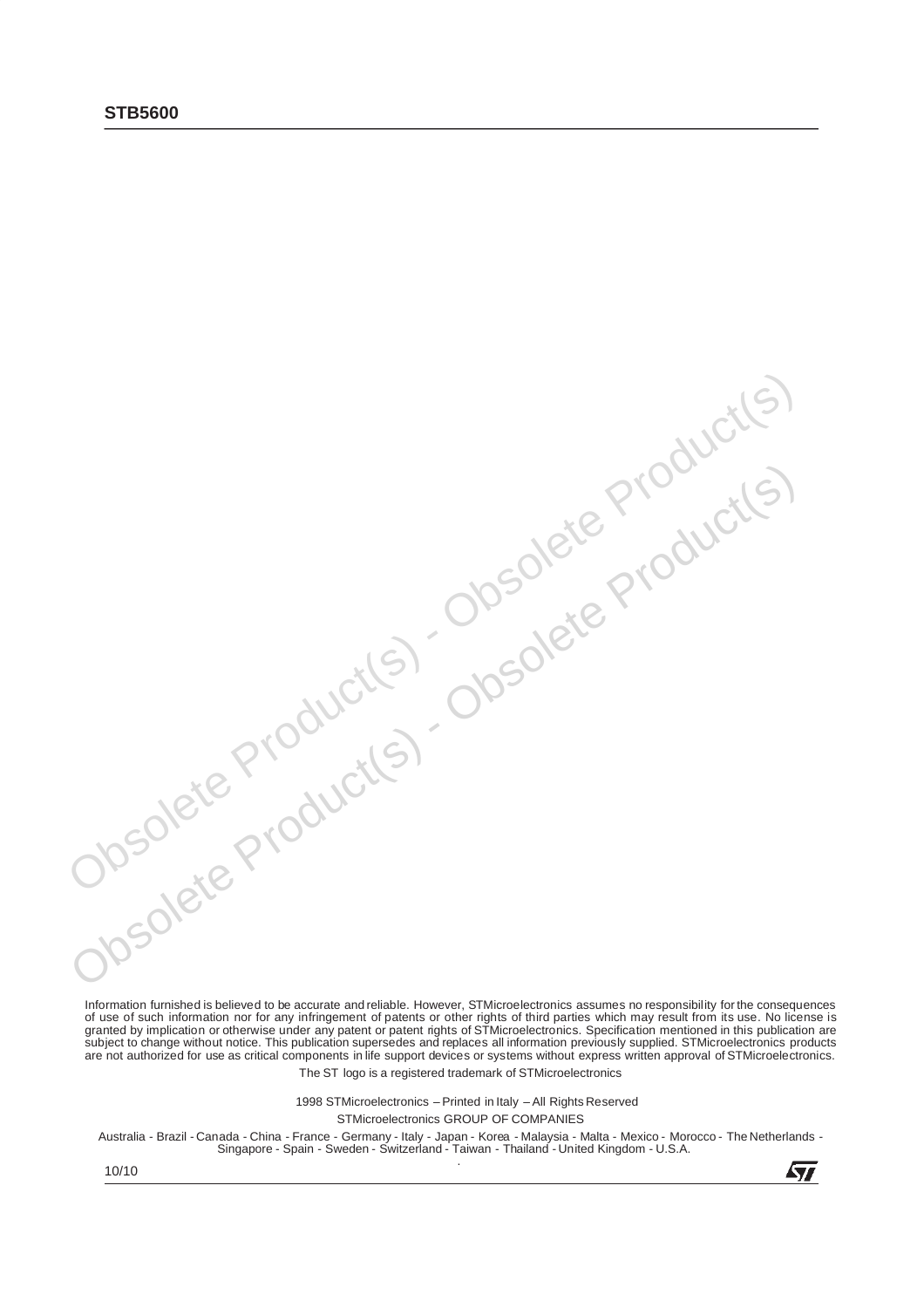Information furnished is believed to be accurate and reliable. However, STMicroelectronics assumes no responsibility for the consequences of use of such information nor for any infringement of patents or other rights of third parties which may result from its use. No license is granted by implication or otherwise under any patent or patent rights of STMicroelectronics. Specification mentioned in this publication are subject to change without notice. This publication supersedes and replaces all information previously supplied. STMicroelectronics products are not authorized for use as critical components in life support devices or systems without express written approval of STMicroelectronics.

The ST logo is a registered trademark of STMicroelectronics

1998 STMicroelectronics – Printed in Italy – All Rights Reserved

STMicroelectronics GROUP OF COMPANIES

Australia - Brazil - Canada - China - France - Germany - Italy - Japan - Korea - Malaysia - Malta - Mexico - Morocco - The Netherlands - Singapore - Spain - Sweden - Switzerland - Taiwan - Thailand - United Kingdom - U.S.A.